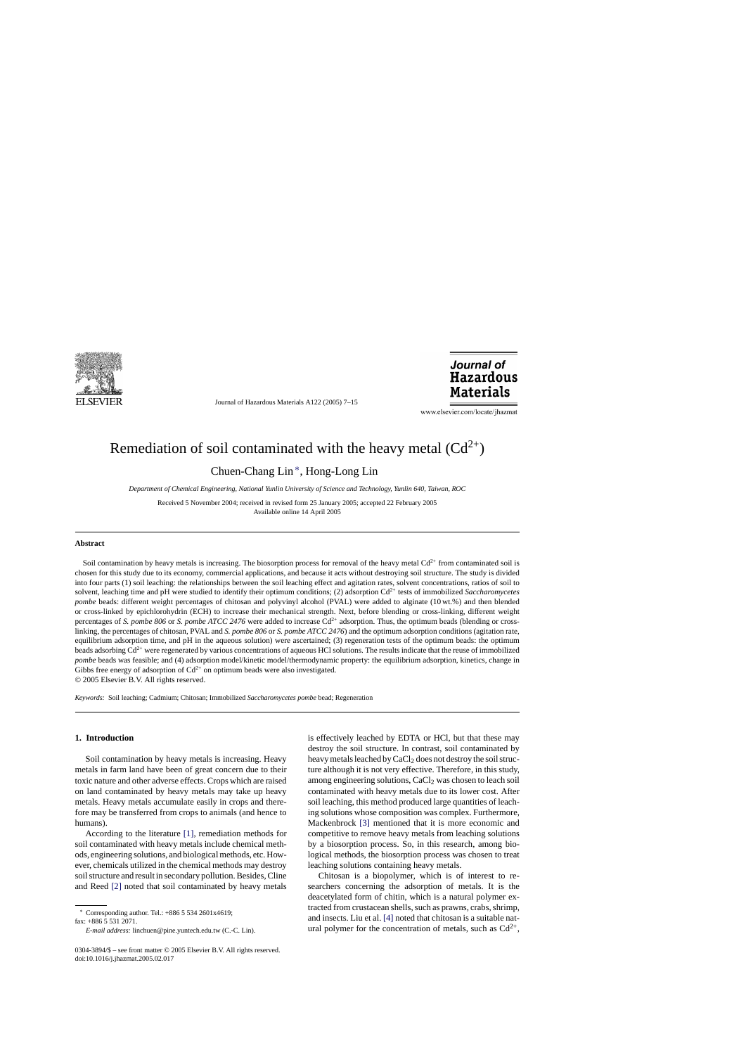// Remediation of soil contaminated with the heavy metal ($Cd^{2+}$)

Chuen-Chang Lin*, Hong-Long Lin

*Department of Chemical Engineering, National Yunlin University of Science and Technology, Yunlin 640, Taiwan, ROC*

Received 5 November 2004; received in revised form 25 January 2005; accepted 22 February 2005
Available online 14 April 2005

## Abstract

Soil contamination by heavy metals is increasing. The biosorption process for removal of the heavy metal $Cd^{2+}$ from contaminated soil is chosen for this study due to its economy, commercial applications, and because it acts without destroying soil structure. The study is divided into four parts (1) soil leaching: the relationships between the soil leaching effect and agitation rates, solvent concentrations, ratios of soil to solvent, leaching time and pH were studied to identify their optimum conditions; (2) adsorption $Cd^{2+}$ tests of immobilized *Saccharomycetes pombe* beads: different weight percentages of chitosan and polyvinyl alcohol (PVAL) were added to alginate (10 wt.%) and then blended or cross-linked by epichlorohydrin (ECH) to increase their mechanical strength. Next, before blending or cross-linking, different weight percentages of *S. pombe 806* or *S. pombe ATCC 2476* were added to increase $Cd^{2+}$ adsorption. Thus, the optimum beads (blending or cross-linking, the percentages of chitosan, PVAL and *S. pombe 806* or *S. pombe ATCC 2476*) and the optimum adsorption conditions (agitation rate, equilibrium adsorption time, and pH in the aqueous solution) were ascertained; (3) regeneration tests of the optimum beads: the optimum beads adsorbing $Cd^{2+}$ were regenerated by various concentrations of aqueous HCl solutions. The results indicate that the reuse of immobilized *pombe* beads was feasible; and (4) adsorption model/kinetic model/thermodynamic property: the equilibrium adsorption, kinetics, change in Gibbs free energy of adsorption of $Cd^{2+}$ on optimum beads were also investigated.

© 2005 Elsevier B.V. All rights reserved.

*Keywords:* Soil leaching; Cadmium; Chitosan; Immobilized *Saccharomycetes pombe* bead; Regeneration

## 1. Introduction

Soil contamination by heavy metals is increasing. Heavy metals in farm land have been of great concern due to their toxic nature and other adverse effects. Crops which are raised on land contaminated by heavy metals may take up heavy metals. Heavy metals accumulate easily in crops and therefore may be transferred from crops to animals (and hence to humans).

According to the literature [1], remediation methods for soil contaminated with heavy metals include chemical methods, engineering solutions, and biological methods, etc. However, chemicals utilized in the chemical methods may destroy soil structure and result in secondary pollution. Besides, Cline and Reed [2] noted that soil contaminated by heavy metals is effectively leached by EDTA or HCl, but that these may destroy the soil structure. In contrast, soil contaminated by heavy metals leached by $CaCl_2$ does not destroy the soil structure although it is not very effective. Therefore, in this study, among engineering solutions, $CaCl_2$ was chosen to leach soil contaminated with heavy metals due to its lower cost. After soil leaching, this method produced large quantities of leaching solutions whose composition was complex. Furthermore, Mackenbrock [3] mentioned that it is more economic and competitive to remove heavy metals from leaching solutions by a biosorption process. So, in this research, among biological methods, the biosorption process was chosen to treat leaching solutions containing heavy metals.

Chitosan is a biopolymer, which is of interest to researchers concerning the adsorption of metals. It is the deacetylated form of chitin, which is a natural polymer extracted from crustacean shells, such as prawns, crabs, shrimp, and insects. Liu et al. [4] noted that chitosan is a suitable natural polymer for the concentration of metals, such as $Cd^{2+}$,

* Corresponding author. Tel.: +886 5 534 2601x4619;
fax: +886 5 531 2071.
*E-mail address:* linchuen@pine.yuntech.edu.tw (C.-C. Lin).

0304-3894/$ – see front matter © 2005 Elsevier B.V. All rights reserved.
doi:10.1016/j.jhazmat.2005.02.017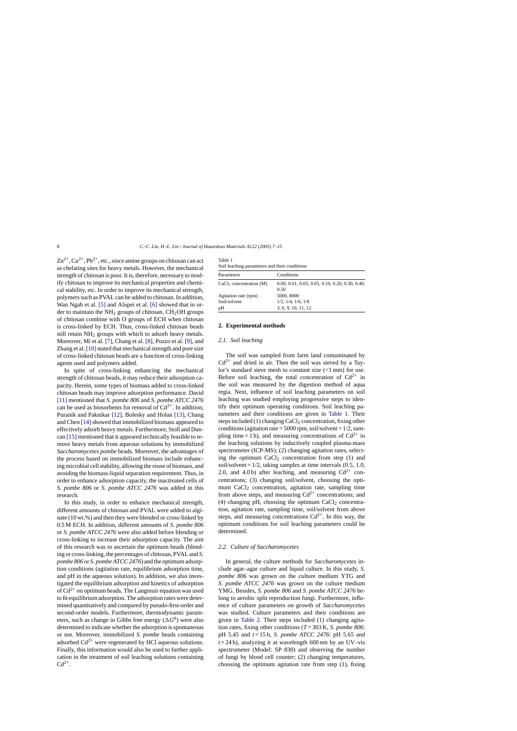$Zn^{2+}$, $Cu^{2+}$, $Pb^{2+}$, etc., since amine groups on chitosan can act as chelating sites for heavy metals. However, the mechanical strength of chitosan is poor. It is, therefore, necessary to modify chitosan to improve its mechanical properties and chemical stability, etc. In order to improve its mechanical strength, polymers such as PVAL can be added to chitosan. In addition, Wan Ngah et al. [5] and Alupei et al. [6] showed that in order to maintain the $NH_2$ groups of chitosan, $CH_2OH$ groups of chitosan combine with O groups of ECH when chitosan is cross-linked by ECH. Thus, cross-linked chitosan beads still retain $NH_2$ groups with which to adsorb heavy metals. Moreover, Mi et al. [7], Chang et al. [8], Pozzo et al. [9], and Zhang et al. [10] stated that mechanical strength and pore size of cross-linked chitosan beads are a function of cross-linking agents used and polymers added.

In spite of cross-linking enhancing the mechanical strength of chitosan beads, it may reduce their adsorption capacity. Herein, some types of biomass added to cross-linked chitosan beads may improve adsorption performance. David [11] mentioned that *S. pombe 806* and *S. pombe ATCC 2476* can be used as biosorbents for removal of $Cd^{2+}$. In addition, Puranik and Paknikar [12], Bolesky and Holan [13], Chang and Chen [14] showed that immobilized biomass appeared to effectively adsorb heavy metals. Furthermore, Stoll and Duncan [15] mentioned that it appeared technically feasible to remove heavy metals from aqueous solutions by immobilized *Saccharomycetes pombe* beads. Moreover, the advantages of the process based on immobilized biomass include enhancing microbial cell stability, allowing the reuse of biomass, and avoiding the biomass-liquid separation requirement. Thus, in order to enhance adsorption capacity, the inactivated cells of *S. pombe 806* or *S. pombe ATCC 2476* was added in this research.

In this study, in order to enhance mechanical strength, different amounts of chitosan and PVAL were added to alginate (10 wt.%) and then they were blended or cross-linked by 0.5 M ECH. In addition, different amounts of *S. pombe 806* or *S. pombe ATCC 2476* were also added before blending or cross-linking to increase their adsorption capacity. The aim of this research was to ascertain the optimum beads (blending or cross-linking, the percentages of chitosan, PVAL and *S. pombe 806* or *S. pombe ATCC 2476*) and the optimum adsorption conditions (agitation rate, equilibrium adsorption time, and pH in the aqueous solution). In addition, we also investigated the equilibrium adsorption and kinetics of adsorption of $Cd^{2+}$ on optimum beads. The Langmuir equation was used to fit equilibrium adsorption. The adsorption rates were determined quantitatively and compared by pseudo-first-order and second-order models. Furthermore, thermodynamic parameters, such as change in Gibbs free energy ($\Delta G^0$) were also determined to indicate whether the adsorption is spontaneous or not. Moreover, immobilized *S. pombe* beads containing adsorbed $Cd^{2+}$ were regenerated by HCl aqueous solutions. Finally, this information would also be used to further application in the treatment of soil leaching solutions containing $Cd^{2+}$.

Table 1
Soil leaching parameters and their conditions

| Parameters | Conditions |
|---|---|
| $CaCl_2$ concentration (M) | 0.00, 0.01, 0.03, 0.05, 0.10, 0.20, 0.30, 0.40, 0.50 |
| Agitation rate (rpm) | 5000, 8000 |
| Soil/solvent | 1/2, 1/4, 1/6, 1/8 |
| pH | 3, 6, 9, 10, 11, 12 |

## 2. Experimental methods

### 2.1. Soil leaching

The soil was sampled from farm land contaminated by $Cd^{2+}$ and dried in air. Then the soil was sieved by a Taylor's standard sieve mesh to constant size (<1 mm) for use. Before soil leaching, the total concentration of $Cd^{2+}$ in the soil was measured by the digestion method of aqua regia. Next, influence of soil leaching parameters on soil leaching was studied employing progressive steps to identify their optimum operating conditions. Soil leaching parameters and their conditions are given in Table 1. Their steps included (1) changing $CaCl_2$ concentration, fixing other conditions (agitation rate = 5000 rpm, soil/solvent = 1/2, sampling time = 1 h), and measuring concentrations of $Cd^{2+}$ in the leaching solutions by inductively coupled plasma-mass spectrometer (ICP-MS); (2) changing agitation rates, selecting the optimum $CaCl_2$ concentration from step (1) and soil/solvent = 1/2, taking samples at time intervals (0.5, 1.0, 2.0, and 4.0 h) after leaching, and measuring $Cd^{2+}$ concentrations; (3) changing soil/solvent, choosing the optimum $CaCl_2$ concentration, agitation rate, sampling time from above steps, and measuring $Cd^{2+}$ concentrations; and (4) changing pH, choosing the optimum $CaCl_2$ concentration, agitation rate, sampling time, soil/solvent from above steps, and measuring concentrations $Cd^{2+}$. In this way, the optimum conditions for soil leaching parameters could be determined.

### 2.2. Culture of Saccharomycetes

In general, the culture methods for *Saccharomycetes* include agar–agar culture and liquid culture. In this study, *S. pombe 806* was grown on the culture medium YTG and *S. pombe ATCC 2476* was grown on the culture medium YMG. Besides, *S. pombe 806* and *S. pombe ATCC 2476* belong to aerobic split reproduction fungi. Furthermore, influence of culture parameters on growth of *Saccharomycetes* was studied. Culture parameters and their conditions are given in Table 2. Their steps included (1) changing agitation rates, fixing other conditions ($T = 303$ K, *S. pombe 806*: pH 5.45 and $t = 15$ h, *S. pombe ATCC 2476*: pH 5.65 and $t = 24$ h), analyzing it at wavelength 600 nm by an UV–vis spectrometer (Model: SP 830) and observing the number of fungi by blood cell counter; (2) changing temperatures, choosing the optimum agitation rate from step (1), fixing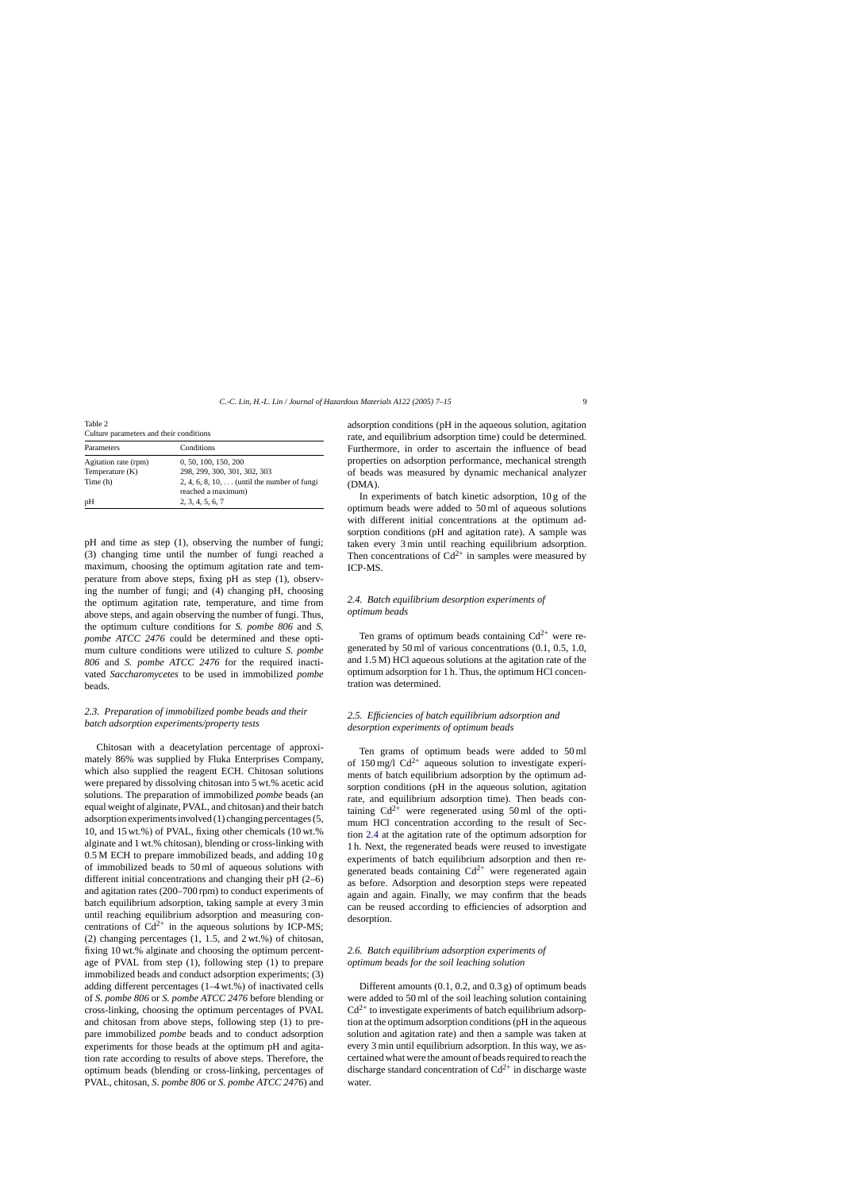Table 2
Culture parameters and their conditions

| Parameters | Conditions |
| --- | --- |
| Agitation rate (rpm) | 0, 50, 100, 150, 200 |
| Temperature (K) | 298, 299, 300, 301, 302, 303 |
| Time (h) | 2, 4, 6, 8, 10, ... (until the number of fungi reached a maximum) |
| pH | 2, 3, 4, 5, 6, 7 |

pH and time as step (1), observing the number of fungi; (3) changing time until the number of fungi reached a maximum, choosing the optimum agitation rate and temperature from above steps, fixing pH as step (1), observing the number of fungi; and (4) changing pH, choosing the optimum agitation rate, temperature, and time from above steps, and again observing the number of fungi. Thus, the optimum culture conditions for *S. pombe 806* and *S. pombe ATCC 2476* could be determined and these optimum culture conditions were utilized to culture *S. pombe 806* and *S. pombe ATCC 2476* for the required inactivated *Saccharomycetes* to be used in immobilized *pombe* beads.

### 2.3. Preparation of immobilized pombe beads and their batch adsorption experiments/property tests

Chitosan with a deacetylation percentage of approximately 86% was supplied by Fluka Enterprises Company, which also supplied the reagent ECH. Chitosan solutions were prepared by dissolving chitosan into 5 wt.% acetic acid solutions. The preparation of immobilized *pombe* beads (an equal weight of alginate, PVAL, and chitosan) and their batch adsorption experiments involved (1) changing percentages (5, 10, and 15 wt.%) of PVAL, fixing other chemicals (10 wt.% alginate and 1 wt.% chitosan), blending or cross-linking with 0.5 M ECH to prepare immobilized beads, and adding 10 g of immobilized beads to 50 ml of aqueous solutions with different initial concentrations and changing their pH (2–6) and agitation rates (200–700 rpm) to conduct experiments of batch equilibrium adsorption, taking sample at every 3 min until reaching equilibrium adsorption and measuring concentrations of $Cd^{2+}$ in the aqueous solutions by ICP-MS; (2) changing percentages (1, 1.5, and 2 wt.%) of chitosan, fixing 10 wt.% alginate and choosing the optimum percentage of PVAL from step (1), following step (1) to prepare immobilized beads and conduct adsorption experiments; (3) adding different percentages (1–4 wt.%) of inactivated cells of *S. pombe 806* or *S. pombe ATCC 2476* before blending or cross-linking, choosing the optimum percentages of PVAL and chitosan from above steps, following step (1) to prepare immobilized *pombe* beads and to conduct adsorption experiments for those beads at the optimum pH and agitation rate according to results of above steps. Therefore, the optimum beads (blending or cross-linking, percentages of PVAL, chitosan, *S. pombe 806* or *S. pombe ATCC 2476*) and adsorption conditions (pH in the aqueous solution, agitation rate, and equilibrium adsorption time) could be determined. Furthermore, in order to ascertain the influence of bead properties on adsorption performance, mechanical strength of beads was measured by dynamic mechanical analyzer (DMA).

In experiments of batch kinetic adsorption, 10 g of the optimum beads were added to 50 ml of aqueous solutions with different initial concentrations at the optimum adsorption conditions (pH and agitation rate). A sample was taken every 3 min until reaching equilibrium adsorption. Then concentrations of $Cd^{2+}$ in samples were measured by ICP-MS.

### 2.4. Batch equilibrium desorption experiments of optimum beads

Ten grams of optimum beads containing $Cd^{2+}$ were regenerated by 50 ml of various concentrations (0.1, 0.5, 1.0, and 1.5 M) HCl aqueous solutions at the agitation rate of the optimum adsorption for 1 h. Thus, the optimum HCl concentration was determined.

### 2.5. Efficiencies of batch equilibrium adsorption and desorption experiments of optimum beads

Ten grams of optimum beads were added to 50 ml of 150 mg/l $Cd^{2+}$ aqueous solution to investigate experiments of batch equilibrium adsorption by the optimum adsorption conditions (pH in the aqueous solution, agitation rate, and equilibrium adsorption time). Then beads containing $Cd^{2+}$ were regenerated using 50 ml of the optimum HCl concentration according to the result of Section 2.4 at the agitation rate of the optimum adsorption for 1 h. Next, the regenerated beads were reused to investigate experiments of batch equilibrium adsorption and then regenerated beads containing $Cd^{2+}$ were regenerated again as before. Adsorption and desorption steps were repeated again and again. Finally, we may confirm that the beads can be reused according to efficiencies of adsorption and desorption.

### 2.6. Batch equilibrium adsorption experiments of optimum beads for the soil leaching solution

Different amounts (0.1, 0.2, and 0.3 g) of optimum beads were added to 50 ml of the soil leaching solution containing $Cd^{2+}$ to investigate experiments of batch equilibrium adsorption at the optimum adsorption conditions (pH in the aqueous solution and agitation rate) and then a sample was taken at every 3 min until equilibrium adsorption. In this way, we ascertained what were the amount of beads required to reach the discharge standard concentration of $Cd^{2+}$ in discharge waste water.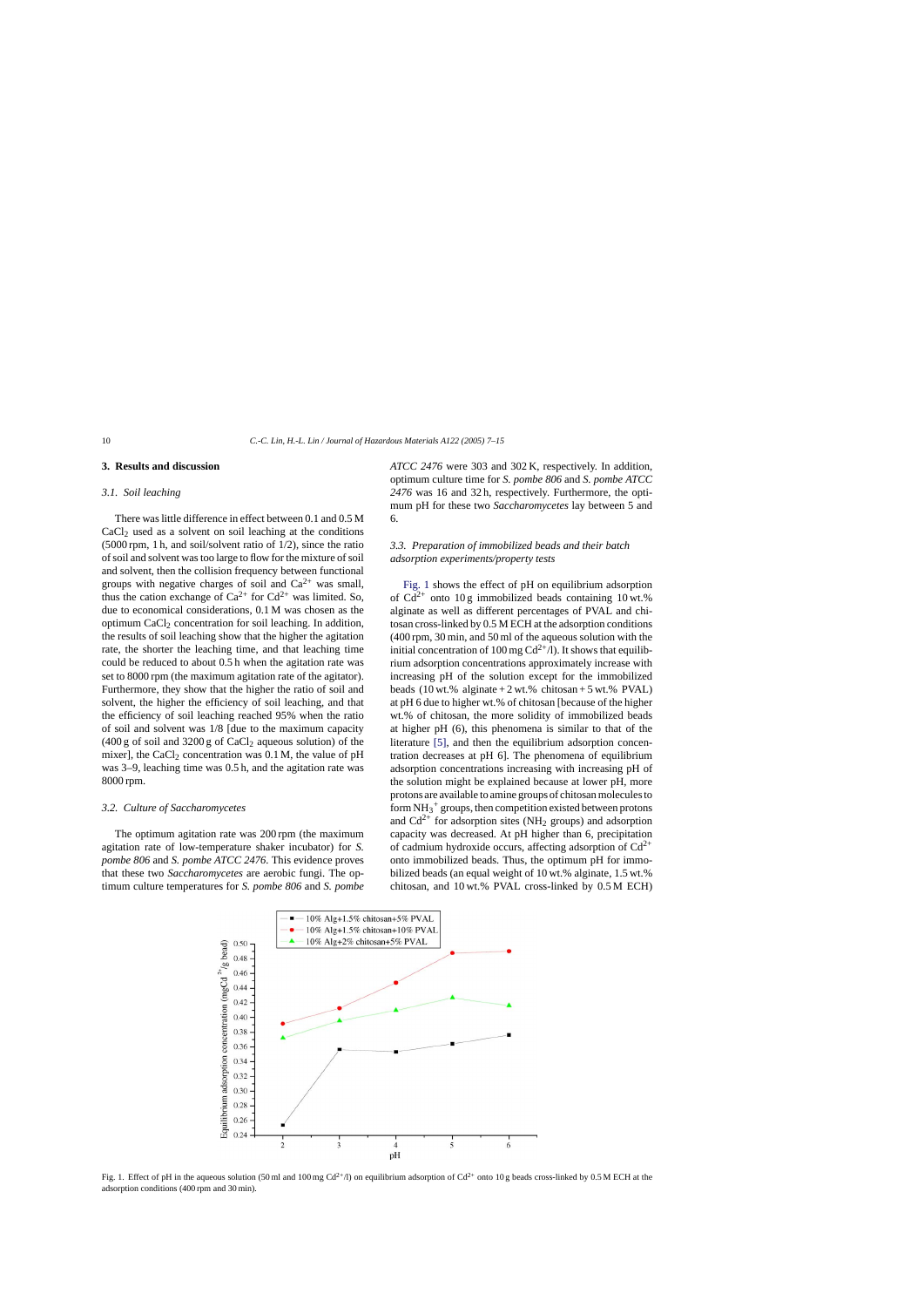## 3. Results and discussion

### 3.1. Soil leaching

There was little difference in effect between 0.1 and 0.5 M $CaCl_2$ used as a solvent on soil leaching at the conditions (5000 rpm, 1 h, and soil/solvent ratio of 1/2), since the ratio of soil and solvent was too large to flow for the mixture of soil and solvent, then the collision frequency between functional groups with negative charges of soil and $Ca^{2+}$ was small, thus the cation exchange of $Ca^{2+}$ for $Cd^{2+}$ was limited. So, due to economical considerations, 0.1 M was chosen as the optimum $CaCl_2$ concentration for soil leaching. In addition, the results of soil leaching show that the higher the agitation rate, the shorter the leaching time, and that leaching time could be reduced to about 0.5 h when the agitation rate was set to 8000 rpm (the maximum agitation rate of the agitator). Furthermore, they show that the higher the ratio of soil and solvent, the higher the efficiency of soil leaching, and that the efficiency of soil leaching reached 95% when the ratio of soil and solvent was 1/8 [due to the maximum capacity (400 g of soil and 3200 g of $CaCl_2$ aqueous solution) of the mixer], the $CaCl_2$ concentration was 0.1 M, the value of pH was 3–9, leaching time was 0.5 h, and the agitation rate was 8000 rpm.

### 3.2. Culture of *Saccharomycetes*

The optimum agitation rate was 200 rpm (the maximum agitation rate of low-temperature shaker incubator) for *S. pombe 806* and *S. pombe ATCC 2476*. This evidence proves that these two *Saccharomycetes* are aerobic fungi. The optimum culture temperatures for *S. pombe 806* and *S. pombe ATCC 2476* were 303 and 302 K, respectively. In addition, optimum culture time for *S. pombe 806* and *S. pombe ATCC 2476* was 16 and 32 h, respectively. Furthermore, the optimum pH for these two *Saccharomycetes* lay between 5 and 6.

### 3.3. Preparation of immobilized beads and their batch adsorption experiments/property tests

Fig. 1 shows the effect of pH on equilibrium adsorption of $Cd^{2+}$ onto 10 g immobilized beads containing 10 wt.% alginate as well as different percentages of PVAL and chitosan cross-linked by 0.5 M ECH at the adsorption conditions (400 rpm, 30 min, and 50 ml of the aqueous solution with the initial concentration of 100 mg $Cd^{2+}$/l). It shows that equilibrium adsorption concentrations approximately increase with increasing pH of the solution except for the immobilized beads (10 wt.% alginate + 2 wt.% chitosan + 5 wt.% PVAL) at pH 6 due to higher wt.% of chitosan [because of the higher wt.% of chitosan, the more solidity of immobilized beads at higher pH (6), this phenomena is similar to that of the literature [5], and then the equilibrium adsorption concentration decreases at pH 6]. The phenomena of equilibrium adsorption concentrations increasing with increasing pH of the solution might be explained because at lower pH, more protons are available to amine groups of chitosan molecules to form $NH_3^+$ groups, then competition existed between protons and $Cd^{2+}$ for adsorption sites ($NH_2$ groups) and adsorption capacity was decreased. At pH higher than 6, precipitation of cadmium hydroxide occurs, affecting adsorption of $Cd^{2+}$ onto immobilized beads. Thus, the optimum pH for immobilized beads (an equal weight of 10 wt.% alginate, 1.5 wt.% chitosan, and 10 wt.% PVAL cross-linked by 0.5 M ECH)

Fig. 1. Effect of pH in the aqueous solution (50 ml and 100 mg $Cd^{2+}$/l) on equilibrium adsorption of $Cd^{2+}$ onto 10 g beads cross-linked by 0.5 M ECH at the adsorption conditions (400 rpm and 30 min).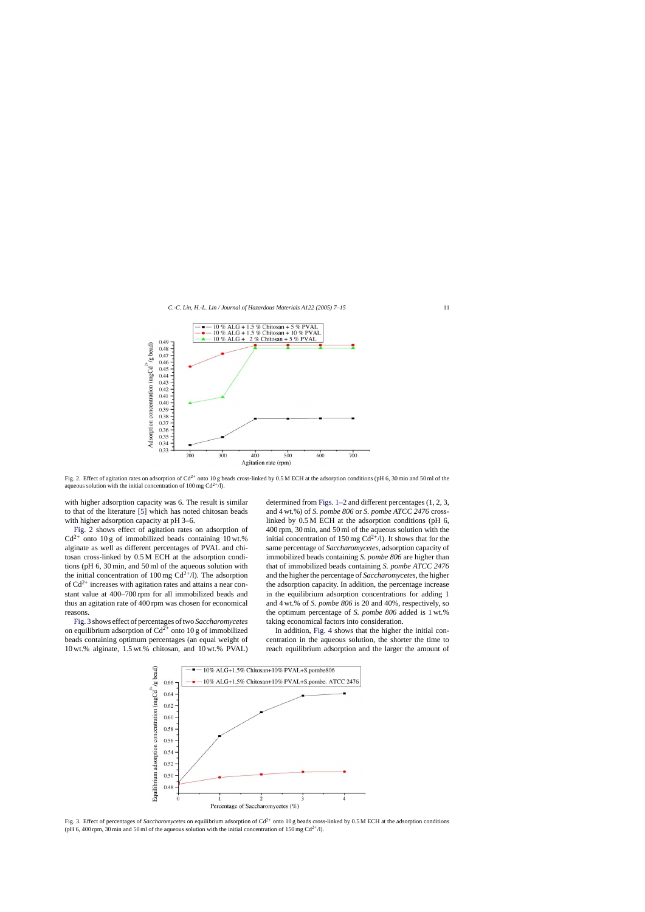Fig. 2. Effect of agitation rates on adsorption of $Cd^{2+}$ onto 10 g beads cross-linked by 0.5 M ECH at the adsorption conditions (pH 6, 30 min and 50 ml of the aqueous solution with the initial concentration of 100 mg $Cd^{2+}$/l).

with higher adsorption capacity was 6. The result is similar to that of the literature [5] which has noted chitosan beads with higher adsorption capacity at pH 3–6.

Fig. 2 shows effect of agitation rates on adsorption of $Cd^{2+}$ onto 10 g of immobilized beads containing 10 wt.% alginate as well as different percentages of PVAL and chitosan cross-linked by 0.5 M ECH at the adsorption conditions (pH 6, 30 min, and 50 ml of the aqueous solution with the initial concentration of 100 mg $Cd^{2+}$/l). The adsorption of $Cd^{2+}$ increases with agitation rates and attains a near constant value at 400–700 rpm for all immobilized beads and thus an agitation rate of 400 rpm was chosen for economical reasons.

Fig. 3 shows effect of percentages of two *Saccharomycetes* on equilibrium adsorption of $Cd^{2+}$ onto 10 g of immobilized beads containing optimum percentages (an equal weight of 10 wt.% alginate, 1.5 wt.% chitosan, and 10 wt.% PVAL) determined from Figs. 1–2 and different percentages (1, 2, 3, and 4 wt.%) of *S. pombe 806* or *S. pombe ATCC 2476* cross-linked by 0.5 M ECH at the adsorption conditions (pH 6, 400 rpm, 30 min, and 50 ml of the aqueous solution with the initial concentration of 150 mg $Cd^{2+}$/l). It shows that for the same percentage of *Saccharomycetes*, adsorption capacity of immobilized beads containing *S. pombe 806* are higher than that of immobilized beads containing *S. pombe ATCC 2476* and the higher the percentage of *Saccharomycetes*, the higher the adsorption capacity. In addition, the percentage increase in the equilibrium adsorption concentrations for adding 1 and 4 wt.% of *S. pombe 806* is 20 and 40%, respectively, so the optimum percentage of *S. pombe 806* added is 1 wt.% taking economical factors into consideration.

In addition, Fig. 4 shows that the higher the initial concentration in the aqueous solution, the shorter the time to reach equilibrium adsorption and the larger the amount of

Fig. 3. Effect of percentages of *Saccharomycetes* on equilibrium adsorption of $Cd^{2+}$ onto 10 g beads cross-linked by 0.5 M ECH at the adsorption conditions (pH 6, 400 rpm, 30 min and 50 ml of the aqueous solution with the initial concentration of 150 mg $Cd^{2+}$/l).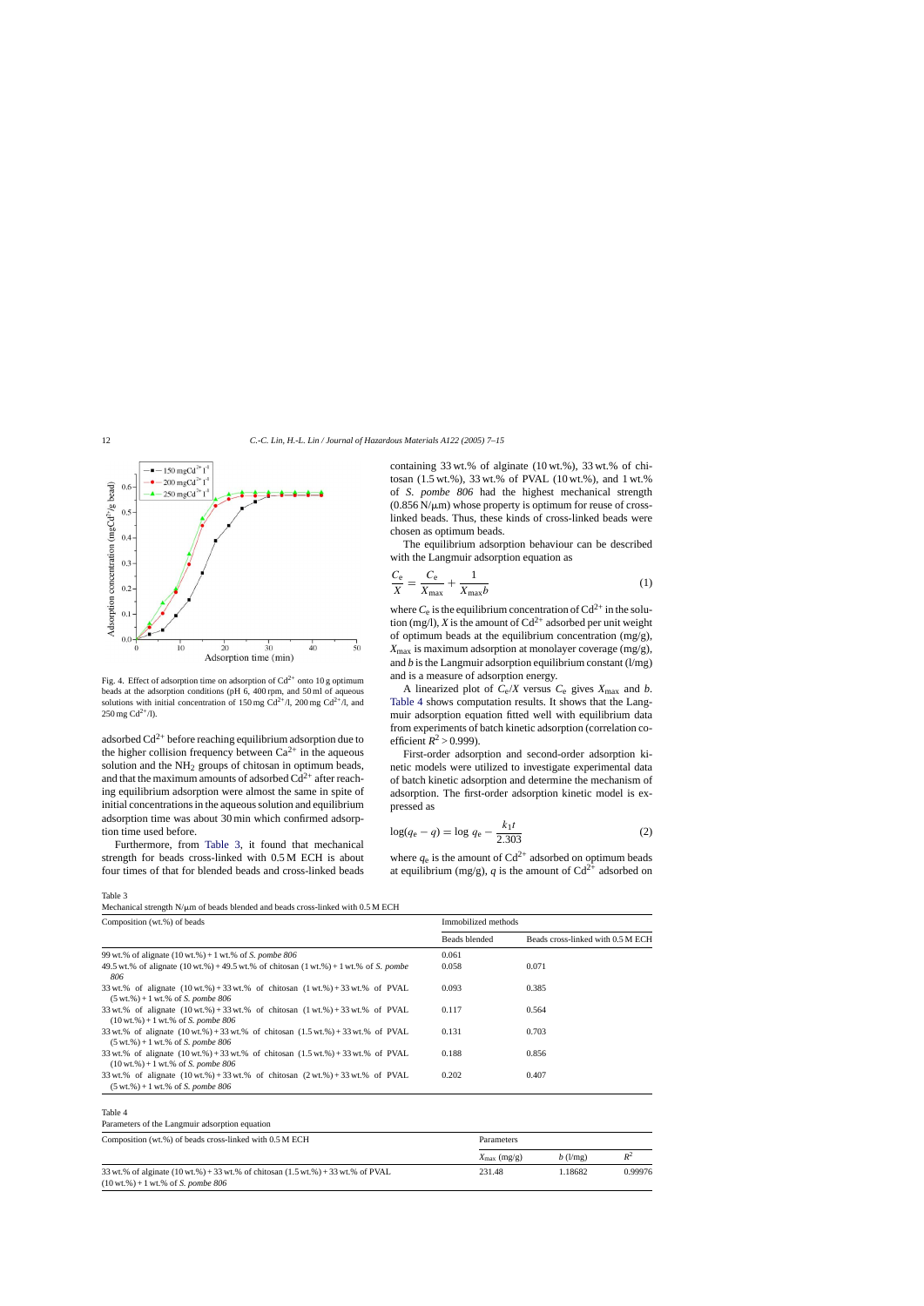Fig. 4. Effect of adsorption time on adsorption of $Cd^{2+}$ onto 10 g optimum beads at the adsorption conditions (pH 6, 400 rpm, and 50 ml of aqueous solutions with initial concentration of 150 mg $Cd^{2+}$/l, 200 mg $Cd^{2+}$/l, and 250 mg $Cd^{2+}$/l).

adsorbed $Cd^{2+}$ before reaching equilibrium adsorption due to the higher collision frequency between $Ca^{2+}$ in the aqueous solution and the $NH_2$ groups of chitosan in optimum beads, and that the maximum amounts of adsorbed $Cd^{2+}$ after reaching equilibrium adsorption were almost the same in spite of initial concentrations in the aqueous solution and equilibrium adsorption time was about 30 min which confirmed adsorption time used before.

Furthermore, from Table 3, it found that mechanical strength for beads cross-linked with 0.5 M ECH is about four times of that for blended beads and cross-linked beads containing 33 wt.% of alginate (10 wt.%), 33 wt.% of chitosan (1.5 wt.%), 33 wt.% of PVAL (10 wt.%), and 1 wt.% of *S. pombe 806* had the highest mechanical strength (0.856 N/μm) whose property is optimum for reuse of cross-linked beads. Thus, these kinds of cross-linked beads were chosen as optimum beads.

The equilibrium adsorption behaviour can be described with the Langmuir adsorption equation as

$$\frac{C_e}{X} = \frac{C_e}{X_{max}} + \frac{1}{X_{max}b} \quad (1)$$

where $C_e$ is the equilibrium concentration of $Cd^{2+}$ in the solution (mg/l), $X$ is the amount of $Cd^{2+}$ adsorbed per unit weight of optimum beads at the equilibrium concentration (mg/g), $X_{max}$ is maximum adsorption at monolayer coverage (mg/g), and $b$ is the Langmuir adsorption equilibrium constant (l/mg) and is a measure of adsorption energy.

A linearized plot of $C_e/X$ versus $C_e$ gives $X_{max}$ and $b$. Table 4 shows computation results. It shows that the Langmuir adsorption equation fitted well with equilibrium data from experiments of batch kinetic adsorption (correlation coefficient $R^2 > 0.999$).

First-order adsorption and second-order adsorption kinetic models were utilized to investigate experimental data of batch kinetic adsorption and determine the mechanism of adsorption. The first-order adsorption kinetic model is expressed as

$$\log(q_e - q) = \log q_e - \frac{k_1 t}{2.303} \quad (2)$$

where $q_e$ is the amount of $Cd^{2+}$ adsorbed on optimum beads at equilibrium (mg/g), $q$ is the amount of $Cd^{2+}$ adsorbed on

Table 3
Mechanical strength N/μm of beads blended and beads cross-linked with 0.5 M ECH

| Composition (wt.%) of beads | Immobilized methods | |
|---|---|---|
| | Beads blended | Beads cross-linked with 0.5 M ECH |
| 99 wt.% of alginate (10 wt.%) + 1 wt.% of *S. pombe 806* | 0.061 | |
| 49.5 wt.% of alginate (10 wt.%) + 49.5 wt.% of chitosan (1 wt.%) + 1 wt.% of *S. pombe 806* | 0.058 | 0.071 |
| 33 wt.% of alginate (10 wt.%) + 33 wt.% of chitosan (1 wt.%) + 33 wt.% of PVAL (5 wt.%) + 1 wt.% of *S. pombe 806* | 0.093 | 0.385 |
| 33 wt.% of alginate (10 wt.%) + 33 wt.% of chitosan (1 wt.%) + 33 wt.% of PVAL (10 wt.%) + 1 wt.% of *S. pombe 806* | 0.117 | 0.564 |
| 33 wt.% of alginate (10 wt.%) + 33 wt.% of chitosan (1.5 wt.%) + 33 wt.% of PVAL (5 wt.%) + 1 wt.% of *S. pombe 806* | 0.131 | 0.703 |
| 33 wt.% of alginate (10 wt.%) + 33 wt.% of chitosan (1.5 wt.%) + 33 wt.% of PVAL (10 wt.%) + 1 wt.% of *S. pombe 806* | 0.188 | 0.856 |
| 33 wt.% of alginate (10 wt.%) + 33 wt.% of chitosan (2 wt.%) + 33 wt.% of PVAL (5 wt.%) + 1 wt.% of *S. pombe 806* | 0.202 | 0.407 |

Table 4
Parameters of the Langmuir adsorption equation

| Composition (wt.%) of beads cross-linked with 0.5 M ECH | Parameters | | |
|---|---|---|---|
| | $X_{max}$ (mg/g) | $b$ (l/mg) | $R^2$ |
| 33 wt.% of alginate (10 wt.%) + 33 wt.% of chitosan (1.5 wt.%) + 33 wt.% of PVAL (10 wt.%) + 1 wt.% of *S. pombe 806* | 231.48 | 1.18682 | 0.99976 |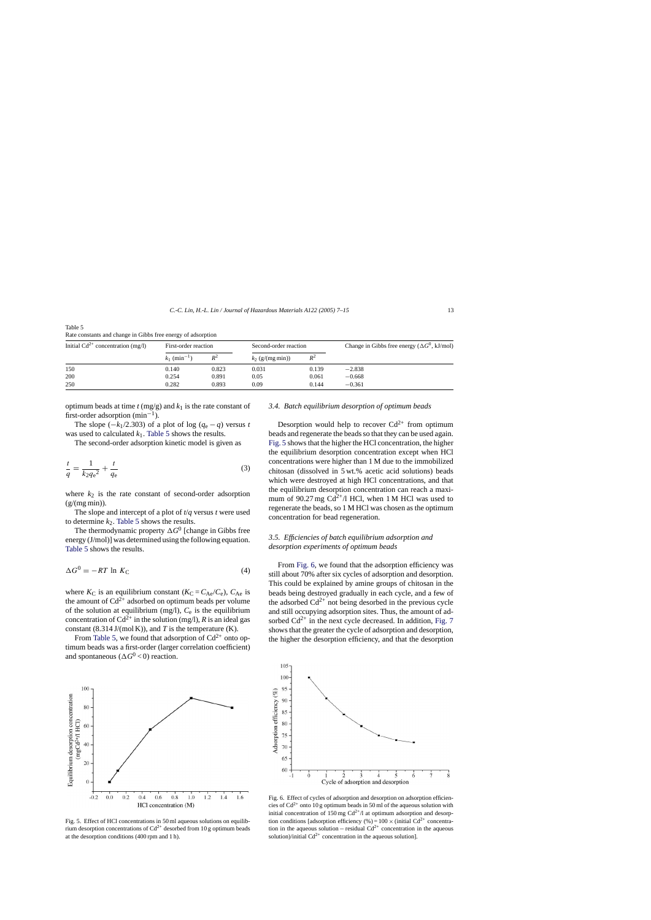Table 5
Rate constants and change in Gibbs free energy of adsorption

| Initial $Cd^{2+}$ concentration (mg/l) | First-order reaction | | Second-order reaction | | Change in Gibbs free energy ($\Delta G^0$, kJ/mol) |
|---|---|---|---|---|---|
| | $k_1$ (min$^{-1}$) | $R^2$ | $k_2$ (g/(mg min)) | $R^2$ | |
| 150 | 0.140 | 0.823 | 0.031 | 0.139 | −2.838 |
| 200 | 0.254 | 0.891 | 0.05 | 0.061 | −0.668 |
| 250 | 0.282 | 0.893 | 0.09 | 0.144 | −0.361 |

optimum beads at time $t$ (mg/g) and $k_1$ is the rate constant of first-order adsorption (min$^{-1}$).

The slope ($-k_1/2.303$) of a plot of log ($q_e - q$) versus $t$ was used to calculated $k_1$. Table 5 shows the results.

The second-order adsorption kinetic model is given as

$$\frac{t}{q} = \frac{1}{k_2 q_e^2} + \frac{t}{q_e} \tag{3}$$

where $k_2$ is the rate constant of second-order adsorption (g/(mg min)).

The slope and intercept of a plot of $t/q$ versus $t$ were used to determine $k_2$. Table 5 shows the results.

The thermodynamic property $\Delta G^0$ [change in Gibbs free energy (J/mol)] was determined using the following equation. Table 5 shows the results.

$$\Delta G^0 = -RT \ln K_C \tag{4}$$

where $K_C$ is an equilibrium constant ($K_C = C_{Ae}/C_e$), $C_{Ae}$ is the amount of $Cd^{2+}$ adsorbed on optimum beads per volume of the solution at equilibrium (mg/l), $C_e$ is the equilibrium concentration of $Cd^{2+}$ in the solution (mg/l), $R$ is an ideal gas constant (8.314 J/(mol K)), and $T$ is the temperature (K).

From Table 5, we found that adsorption of $Cd^{2+}$ onto optimum beads was a first-order (larger correlation coefficient) and spontaneous ($\Delta G^0 < 0$) reaction.

Fig. 5. Effect of HCl concentrations in 50 ml aqueous solutions on equilibrium desorption concentrations of $Cd^{2+}$ desorbed from 10 g optimum beads at the desorption conditions (400 rpm and 1 h).

### 3.4. Batch equilibrium desorption of optimum beads

Desorption would help to recover $Cd^{2+}$ from optimum beads and regenerate the beads so that they can be used again. Fig. 5 shows that the higher the HCl concentration, the higher the equilibrium desorption concentration except when HCl concentrations were higher than 1 M due to the immobilized chitosan (dissolved in 5 wt.% acetic acid solutions) beads which were destroyed at high HCl concentrations, and that the equilibrium desorption concentration can reach a maximum of 90.27 mg $Cd^{2+}$/l HCl, when 1 M HCl was used to regenerate the beads, so 1 M HCl was chosen as the optimum concentration for bead regeneration.

### 3.5. Efficiencies of batch equilibrium adsorption and desorption experiments of optimum beads

From Fig. 6, we found that the adsorption efficiency was still about 70% after six cycles of adsorption and desorption. This could be explained by amine groups of chitosan in the beads being destroyed gradually in each cycle, and a few of the adsorbed $Cd^{2+}$ not being desorbed in the previous cycle and still occupying adsorption sites. Thus, the amount of adsorbed $Cd^{2+}$ in the next cycle decreased. In addition, Fig. 7 shows that the greater the cycle of adsorption and desorption, the higher the desorption efficiency, and that the desorption

Fig. 6. Effect of cycles of adsorption and desorption on adsorption efficiencies of $Cd^{2+}$ onto 10 g optimum beads in 50 ml of the aqueous solution with initial concentration of 150 mg $Cd^{2+}$/l at optimum adsorption and desorption conditions [adsorption efficiency (%) = 100 × (initial $Cd^{2+}$ concentration in the aqueous solution − residual $Cd^{2+}$ concentration in the aqueous solution)/initial $Cd^{2+}$ concentration in the aqueous solution].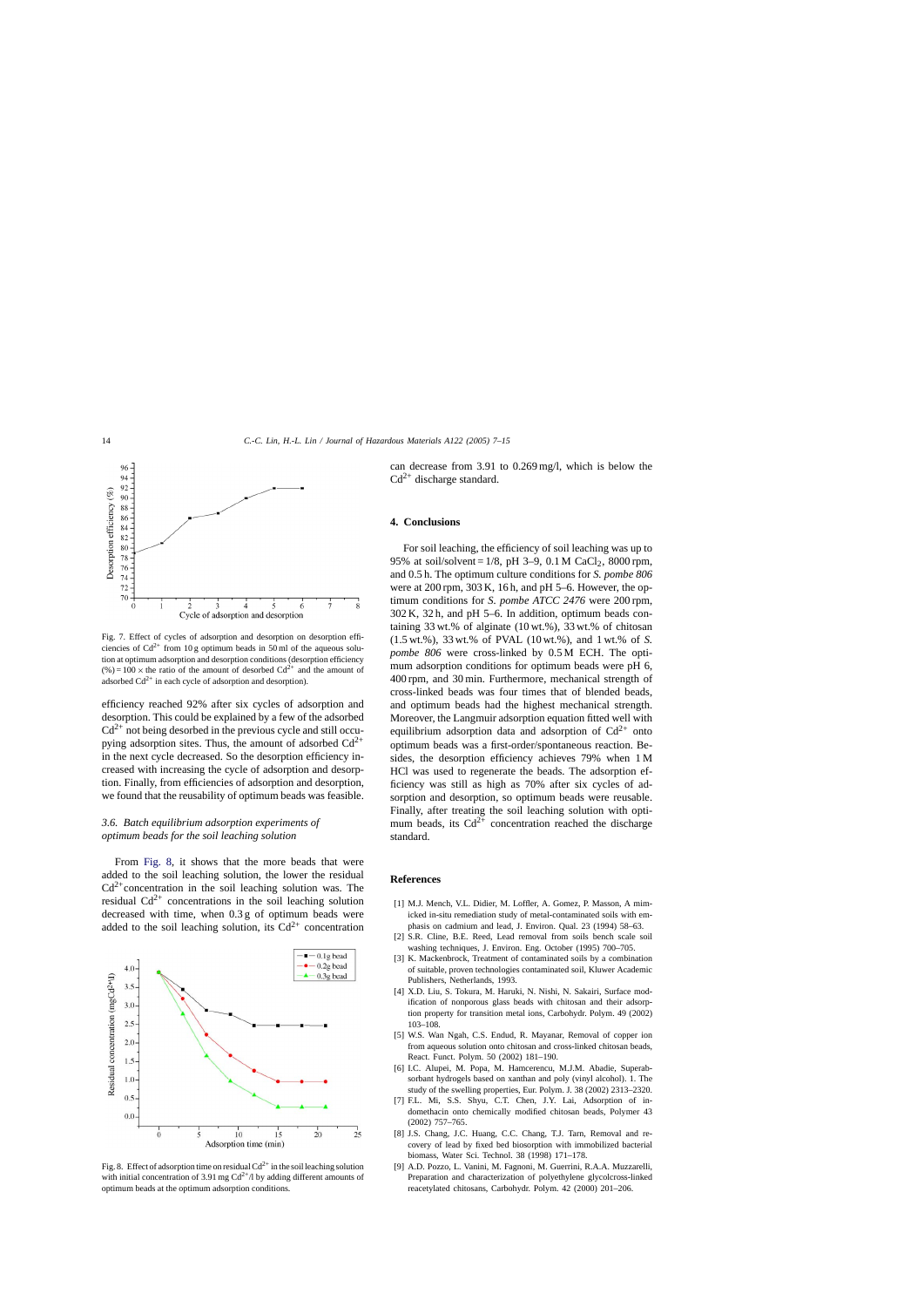Fig. 7. Effect of cycles of adsorption and desorption on desorption efficiencies of $Cd^{2+}$ from 10 g optimum beads in 50 ml of the aqueous solution at optimum adsorption and desorption conditions (desorption efficiency (%) = 100 × the ratio of the amount of desorbed $Cd^{2+}$ and the amount of adsorbed $Cd^{2+}$ in each cycle of adsorption and desorption).

efficiency reached 92% after six cycles of adsorption and desorption. This could be explained by a few of the adsorbed $Cd^{2+}$ not being desorbed in the previous cycle and still occupying adsorption sites. Thus, the amount of adsorbed $Cd^{2+}$ in the next cycle decreased. So the desorption efficiency increased with increasing the cycle of adsorption and desorption. Finally, from efficiencies of adsorption and desorption, we found that the reusability of optimum beads was feasible.

### 3.6. Batch equilibrium adsorption experiments of optimum beads for the soil leaching solution

From Fig. 8, it shows that the more beads that were added to the soil leaching solution, the lower the residual $Cd^{2+}$ concentration in the soil leaching solution was. The residual $Cd^{2+}$ concentrations in the soil leaching solution decreased with time, when 0.3 g of optimum beads were added to the soil leaching solution, its $Cd^{2+}$ concentration can decrease from 3.91 to 0.269 mg/l, which is below the $Cd^{2+}$ discharge standard.

Fig. 8. Effect of adsorption time on residual $Cd^{2+}$ in the soil leaching solution with initial concentration of 3.91 mg $Cd^{2+}$/l by adding different amounts of optimum beads at the optimum adsorption conditions.

## 4. Conclusions

For soil leaching, the efficiency of soil leaching was up to 95% at soil/solvent = 1/8, pH 3–9, 0.1 M $CaCl_2$, 8000 rpm, and 0.5 h. The optimum culture conditions for *S. pombe 806* were at 200 rpm, 303 K, 16 h, and pH 5–6. However, the optimum conditions for *S. pombe ATCC 2476* were 200 rpm, 302 K, 32 h, and pH 5–6. In addition, optimum beads containing 33 wt.% of alginate (10 wt.%), 33 wt.% of chitosan (1.5 wt.%), 33 wt.% of PVAL (10 wt.%), and 1 wt.% of *S. pombe 806* were cross-linked by 0.5 M ECH. The optimum adsorption conditions for optimum beads were pH 6, 400 rpm, and 30 min. Furthermore, mechanical strength of cross-linked beads was four times that of blended beads, and optimum beads had the highest mechanical strength. Moreover, the Langmuir adsorption equation fitted well with equilibrium adsorption data and adsorption of $Cd^{2+}$ onto optimum beads was a first-order/spontaneous reaction. Besides, the desorption efficiency achieves 79% when 1 M HCl was used to regenerate the beads. The adsorption efficiency was still as high as 70% after six cycles of adsorption and desorption, so optimum beads were reusable. Finally, after treating the soil leaching solution with optimum beads, its $Cd^{2+}$ concentration reached the discharge standard.

## References

[1] M.J. Mench, V.L. Didier, M. Loffler, A. Gomez, P. Masson, A mimicked in-situ remediation study of metal-contaminated soils with emphasis on cadmium and lead, J. Environ. Qual. 23 (1994) 58–63.

[2] S.R. Cline, B.E. Reed, Lead removal from soils bench scale soil washing techniques, J. Environ. Eng. October (1995) 700–705.

[3] K. Mackenbrock, Treatment of contaminated soils by a combination of suitable, proven technologies contaminated soil, Kluwer Academic Publishers, Netherlands, 1993.

[4] X.D. Liu, S. Tokura, M. Haruki, N. Nishi, N. Sakairi, Surface modification of nonporous glass beads with chitosan and their adsorption property for transition metal ions, Carbohydr. Polym. 49 (2002) 103–108.

[5] W.S. Wan Ngah, C.S. Endud, R. Mayanar, Removal of copper ion from aqueous solution onto chitosan and cross-linked chitosan beads, React. Funct. Polym. 50 (2002) 181–190.

[6] I.C. Alupei, M. Popa, M. Hamcerencu, M.J.M. Abadie, Superabsorbant hydrogels based on xanthan and poly (vinyl alcohol). 1. The study of the swelling properties, Eur. Polym. J. 38 (2002) 2313–2320.

[7] F.L. Mi, S.S. Shyu, C.T. Chen, J.Y. Lai, Adsorption of indomethacin onto chemically modified chitosan beads, Polymer 43 (2002) 757–765.

[8] J.S. Chang, J.C. Huang, C.C. Chang, T.J. Tarn, Removal and recovery of lead by fixed bed biosorption with immobilized bacterial biomass, Water Sci. Technol. 38 (1998) 171–178.

[9] A.D. Pozzo, L. Vanini, M. Fagnoni, M. Guerrini, R.A.A. Muzzarelli, Preparation and characterization of polyethylene glycolcross-linked reacetylated chitosans, Carbohydr. Polym. 42 (2000) 201–206.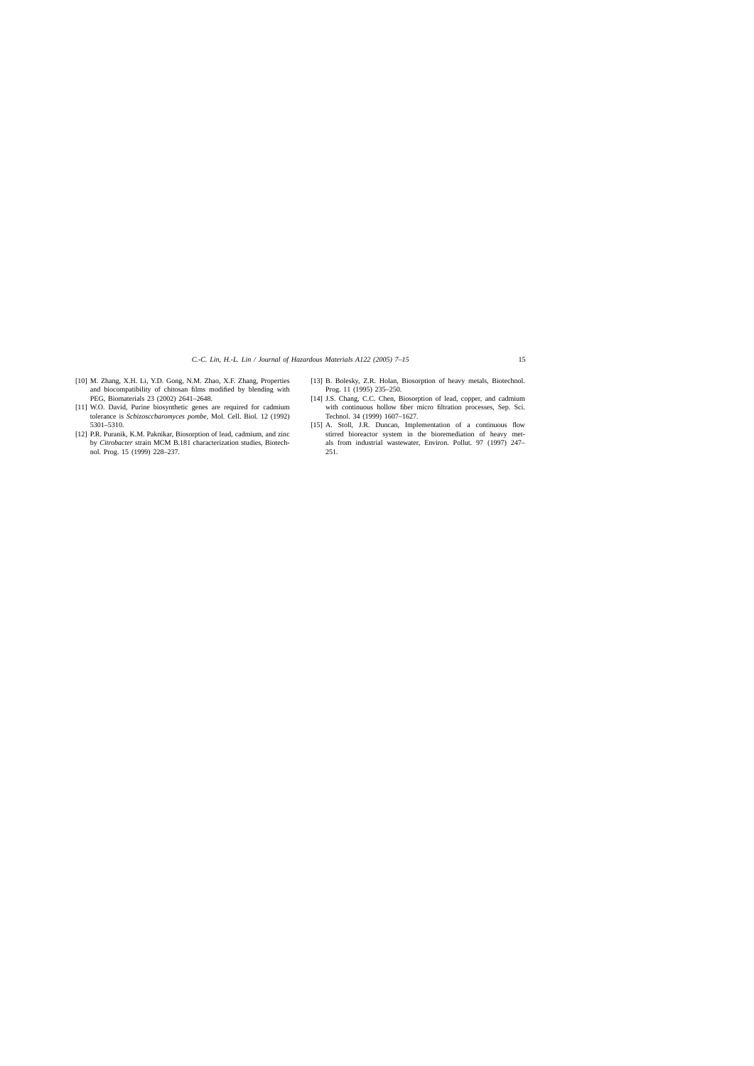[10] M. Zhang, X.H. Li, Y.D. Gong, N.M. Zhao, X.F. Zhang, Properties and biocompatibility of chitosan films modified by blending with PEG, Biomaterials 23 (2002) 2641–2648.

[11] W.O. David, Purine biosynthetic genes are required for cadmium tolerance is *Scbizosccbaromyces pombe*, Mol. Cell. Biol. 12 (1992) 5301–5310.

[12] P.R. Puranik, K.M. Paknikar, Biosorption of lead, cadmium, and zinc by *Citrobacter* strain MCM B.181 characterization studies, Biotechnol. Prog. 15 (1999) 228–237.

[13] B. Bolesky, Z.R. Holan, Biosorption of heavy metals, Biotechnol. Prog. 11 (1995) 235–250.

[14] J.S. Chang, C.C. Chen, Biosorption of lead, copper, and cadmium with continuous hollow fiber micro filtration processes, Sep. Sci. Technol. 34 (1999) 1607–1627.

[15] A. Stoll, J.R. Duncan, Implementation of a continuous flow stirred bioreactor system in the bioremediation of heavy metals from industrial wastewater, Environ. Pollut. 97 (1997) 247–251.